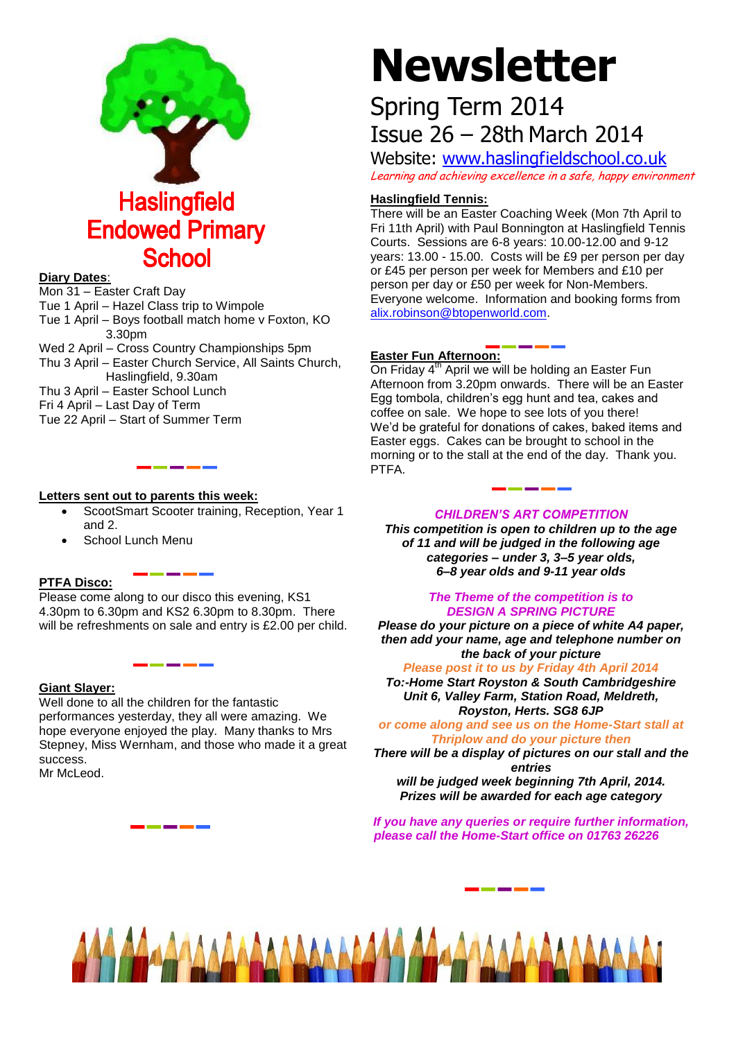# Newsletter

## Spring Term 2014
## Issue 26 – 28th March 2014

Website: [www.haslingfieldschool.co.uk](http://www.haslingfieldschool.co.uk)

*Learning and achieving excellence in a safe, happy environment*

# Haslingfield Endowed Primary School

**Diary Dates:**

Mon 31 – Easter Craft Day
Tue 1 April – Hazel Class trip to Wimpole
Tue 1 April – Boys football match home v Foxton, KO 3.30pm
Wed 2 April – Cross Country Championships 5pm
Thu 3 April – Easter Church Service, All Saints Church, Haslingfield, 9.30am
Thu 3 April – Easter School Lunch
Fri 4 April – Last Day of Term
Tue 22 April – Start of Summer Term

**Letters sent out to parents this week:**

- ScootSmart Scooter training, Reception, Year 1 and 2.
- School Lunch Menu

**PTFA Disco:**

Please come along to our disco this evening, KS1 4.30pm to 6.30pm and KS2 6.30pm to 8.30pm. There will be refreshments on sale and entry is £2.00 per child.

**Giant Slayer:**

Well done to all the children for the fantastic performances yesterday, they all were amazing. We hope everyone enjoyed the play. Many thanks to Mrs Stepney, Miss Wernham, and those who made it a great success.
Mr McLeod.

**Haslingfield Tennis:**

There will be an Easter Coaching Week (Mon 7th April to Fri 11th April) with Paul Bonnington at Haslingfield Tennis Courts. Sessions are 6-8 years: 10.00-12.00 and 9-12 years: 13.00 - 15.00. Costs will be £9 per person per day or £45 per person per week for Members and £10 per person per day or £50 per week for Non-Members. Everyone welcome. Information and booking forms from alix.robinson@btopenworld.com.

**Easter Fun Afternoon:**

On Friday 4th April we will be holding an Easter Fun Afternoon from 3.20pm onwards. There will be an Easter Egg tombola, children's egg hunt and tea, cakes and coffee on sale. We hope to see lots of you there!
We'd be grateful for donations of cakes, baked items and Easter eggs. Cakes can be brought to school in the morning or to the stall at the end of the day. Thank you.
PTFA.

***CHILDREN'S ART COMPETITION***

***This competition is open to children up to the age of 11 and will be judged in the following age categories – under 3, 3–5 year olds, 6–8 year olds and 9-11 year olds***

***The Theme of the competition is to DESIGN A SPRING PICTURE***

***Please do your picture on a piece of white A4 paper, then add your name, age and telephone number on the back of your picture***

***Please post it to us by Friday 4th April 2014***

***To:-Home Start Royston & South Cambridgeshire Unit 6, Valley Farm, Station Road, Meldreth, Royston, Herts. SG8 6JP***

***or come along and see us on the Home-Start stall at Thriplow and do your picture then***

***There will be a display of pictures on our stall and the entries will be judged week beginning 7th April, 2014. Prizes will be awarded for each age category***

***If you have any queries or require further information, please call the Home-Start office on 01763 26226***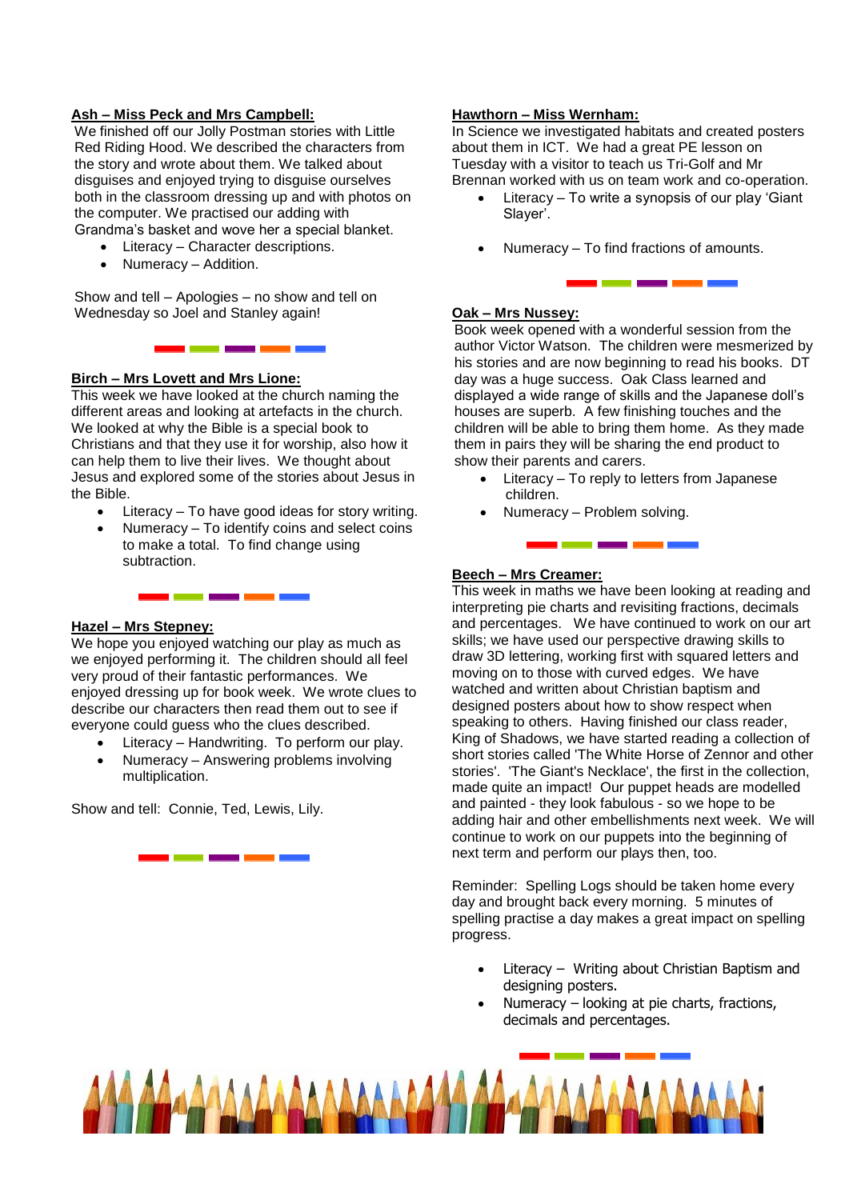**Ash – Miss Peck and Mrs Campbell:**

We finished off our Jolly Postman stories with Little Red Riding Hood. We described the characters from the story and wrote about them. We talked about disguises and enjoyed trying to disguise ourselves both in the classroom dressing up and with photos on the computer. We practised our adding with Grandma's basket and wove her a special blanket.

- Literacy – Character descriptions.
- Numeracy – Addition.

Show and tell – Apologies – no show and tell on Wednesday so Joel and Stanley again!

**Birch – Mrs Lovett and Mrs Lione:**

This week we have looked at the church naming the different areas and looking at artefacts in the church. We looked at why the Bible is a special book to Christians and that they use it for worship, also how it can help them to live their lives. We thought about Jesus and explored some of the stories about Jesus in the Bible.

- Literacy – To have good ideas for story writing.
- Numeracy – To identify coins and select coins to make a total. To find change using subtraction.

**Hazel – Mrs Stepney:**

We hope you enjoyed watching our play as much as we enjoyed performing it. The children should all feel very proud of their fantastic performances. We enjoyed dressing up for book week. We wrote clues to describe our characters then read them out to see if everyone could guess who the clues described.

- Literacy – Handwriting. To perform our play.
- Numeracy – Answering problems involving multiplication.

Show and tell: Connie, Ted, Lewis, Lily.

**Hawthorn – Miss Wernham:**

In Science we investigated habitats and created posters about them in ICT. We had a great PE lesson on Tuesday with a visitor to teach us Tri-Golf and Mr Brennan worked with us on team work and co-operation.

- Literacy – To write a synopsis of our play 'Giant Slayer'.
- Numeracy – To find fractions of amounts.

**Oak – Mrs Nussey:**

Book week opened with a wonderful session from the author Victor Watson. The children were mesmerized by his stories and are now beginning to read his books. DT day was a huge success. Oak Class learned and displayed a wide range of skills and the Japanese doll's houses are superb. A few finishing touches and the children will be able to bring them home. As they made them in pairs they will be sharing the end product to show their parents and carers.

- Literacy – To reply to letters from Japanese children.
- Numeracy – Problem solving.

**Beech – Mrs Creamer:**

This week in maths we have been looking at reading and interpreting pie charts and revisiting fractions, decimals and percentages. We have continued to work on our art skills; we have used our perspective drawing skills to draw 3D lettering, working first with squared letters and moving on to those with curved edges. We have watched and written about Christian baptism and designed posters about how to show respect when speaking to others. Having finished our class reader, King of Shadows, we have started reading a collection of short stories called 'The White Horse of Zennor and other stories'. 'The Giant's Necklace', the first in the collection, made quite an impact! Our puppet heads are modelled and painted - they look fabulous - so we hope to be adding hair and other embellishments next week. We will continue to work on our puppets into the beginning of next term and perform our plays then, too.

Reminder: Spelling Logs should be taken home every day and brought back every morning. 5 minutes of spelling practise a day makes a great impact on spelling progress.

- Literacy – Writing about Christian Baptism and designing posters.
- Numeracy – looking at pie charts, fractions, decimals and percentages.